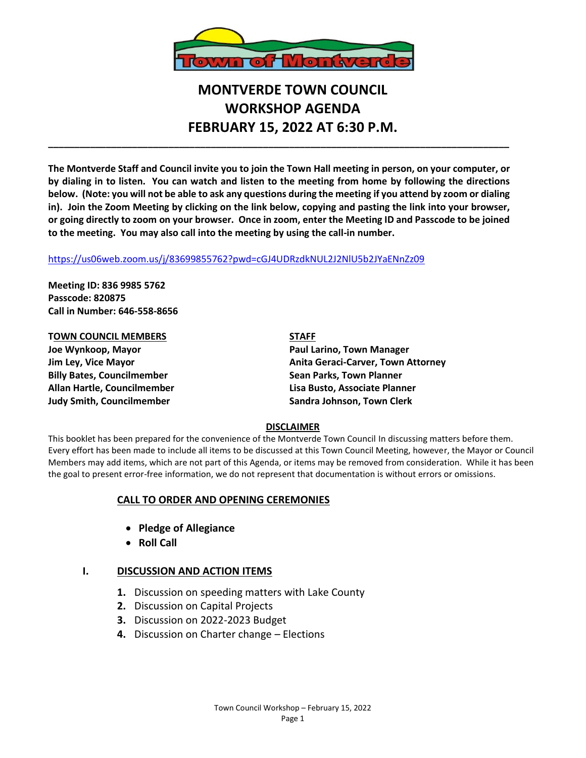# MONTVERDE TOWN COUNCIL
# WORKSHOP AGENDA
# FEBRUARY 15, 2022 AT 6:30 P.M.

---

**The Montverde Staff and Council invite you to join the Town Hall meeting in person, on your computer, or by dialing in to listen. You can watch and listen to the meeting from home by following the directions below. (Note: you will not be able to ask any questions during the meeting if you attend by zoom or dialing in). Join the Zoom Meeting by clicking on the link below, copying and pasting the link into your browser, or going directly to zoom on your browser. Once in zoom, enter the Meeting ID and Passcode to be joined to the meeting. You may also call into the meeting by using the call-in number.**

https://us06web.zoom.us/j/83699855762?pwd=cGJ4UDRzdkNUL2J2NlU5b2JYaENnZz09

**Meeting ID: 836 9985 5762**
**Passcode: 820875**
**Call in Number: 646-558-8656**

**TOWN COUNCIL MEMBERS**
**Joe Wynkoop, Mayor**
**Jim Ley, Vice Mayor**
**Billy Bates, Councilmember**
**Allan Hartle, Councilmember**
**Judy Smith, Councilmember**

**STAFF**
**Paul Larino, Town Manager**
**Anita Geraci-Carver, Town Attorney**
**Sean Parks, Town Planner**
**Lisa Busto, Associate Planner**
**Sandra Johnson, Town Clerk**

**DISCLAIMER**

This booklet has been prepared for the convenience of the Montverde Town Council In discussing matters before them. Every effort has been made to include all items to be discussed at this Town Council Meeting, however, the Mayor or Council Members may add items, which are not part of this Agenda, or items may be removed from consideration. While it has been the goal to present error-free information, we do not represent that documentation is without errors or omissions.

## CALL TO ORDER AND OPENING CEREMONIES

- **Pledge of Allegiance**
- **Roll Call**

## I. DISCUSSION AND ACTION ITEMS

1. Discussion on speeding matters with Lake County
2. Discussion on Capital Projects
3. Discussion on 2022-2023 Budget
4. Discussion on Charter change – Elections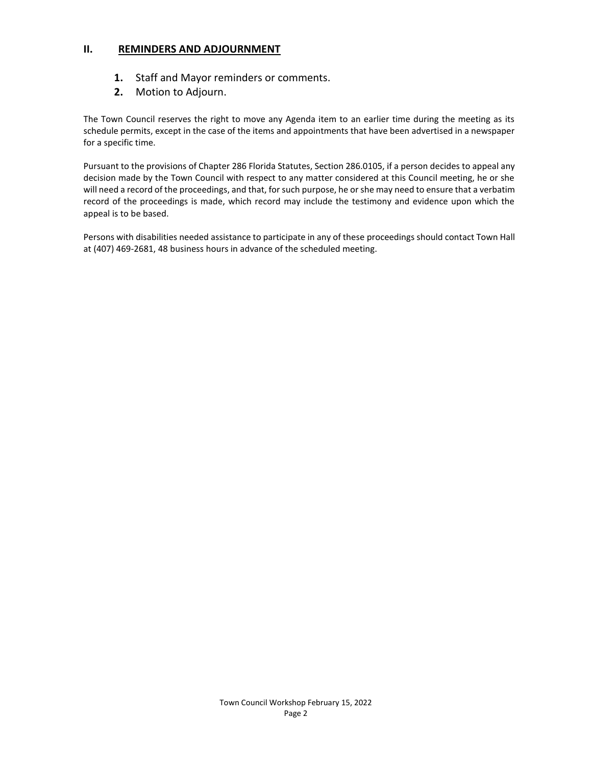## II. REMINDERS AND ADJOURNMENT

1. Staff and Mayor reminders or comments.
2. Motion to Adjourn.

The Town Council reserves the right to move any Agenda item to an earlier time during the meeting as its schedule permits, except in the case of the items and appointments that have been advertised in a newspaper for a specific time.

Pursuant to the provisions of Chapter 286 Florida Statutes, Section 286.0105, if a person decides to appeal any decision made by the Town Council with respect to any matter considered at this Council meeting, he or she will need a record of the proceedings, and that, for such purpose, he or she may need to ensure that a verbatim record of the proceedings is made, which record may include the testimony and evidence upon which the appeal is to be based.

Persons with disabilities needed assistance to participate in any of these proceedings should contact Town Hall at (407) 469-2681, 48 business hours in advance of the scheduled meeting.